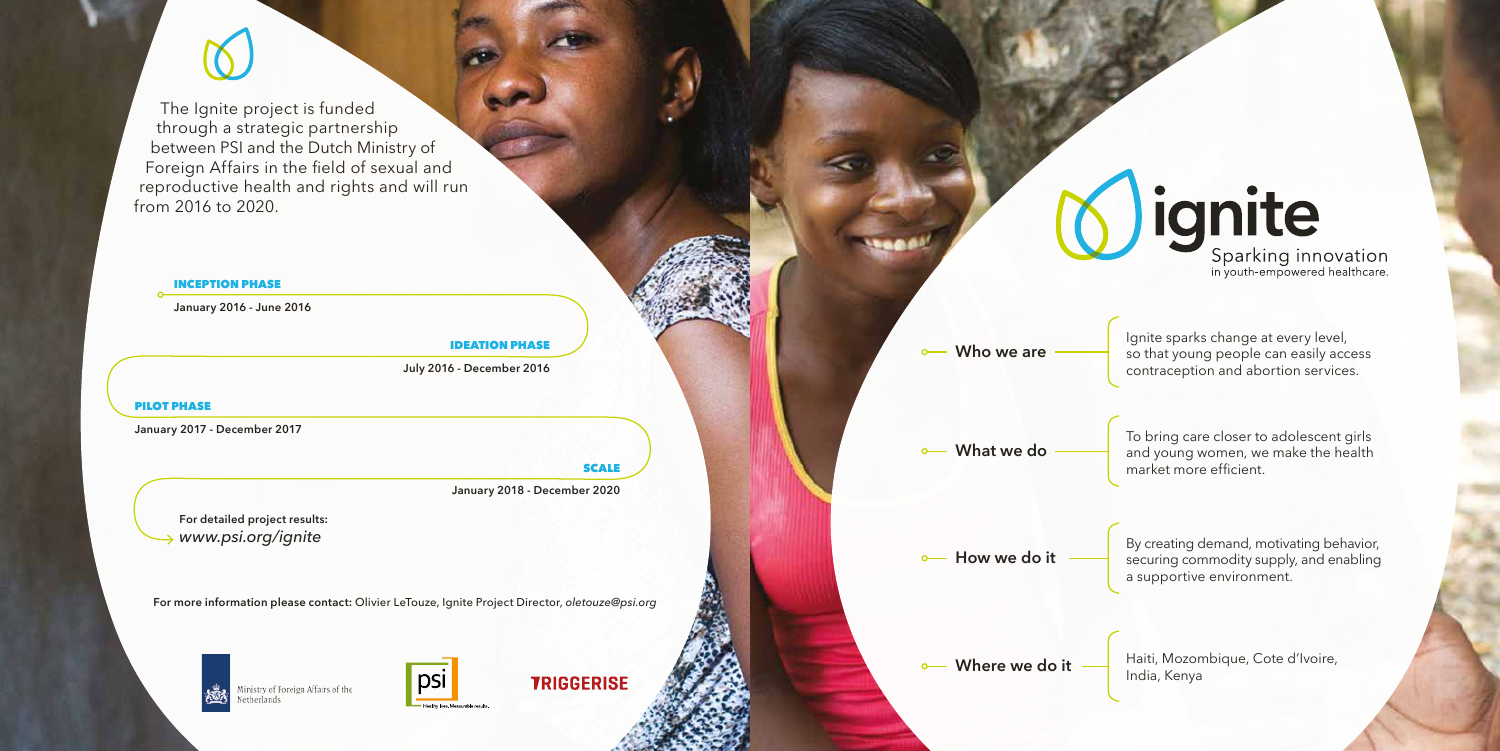The Ignite project is funded through a strategic partnership between PSI and the Dutch Ministry of Foreign Affairs in the field of sexual and reproductive health and rights and will run from 2016 to 2020.

**INCEPTION PHASE**

January 2016 - June 2016

**IDEATION PHASE**

July 2016 - December 2016

**PILOT PHASE**

January 2017 - December 2017

**SCALE**

January 2018 - December 2020

For detailed project results:
*www.psi.org/ignite*

**For more information please contact:** Olivier LeTouze, Ignite Project Director, *oletouze@psi.org*

Ministry of Foreign Affairs of the Netherlands

psi

TRIGGERISE

# ignite

Sparking innovation in youth-empowered healthcare.

**Who we are** — Ignite sparks change at every level, so that young people can easily access contraception and abortion services.

**What we do** — To bring care closer to adolescent girls and young women, we make the health market more efficient.

**How we do it** — By creating demand, motivating behavior, securing commodity supply, and enabling a supportive environment.

**Where we do it** — Haiti, Mozombique, Cote d'Ivoire, India, Kenya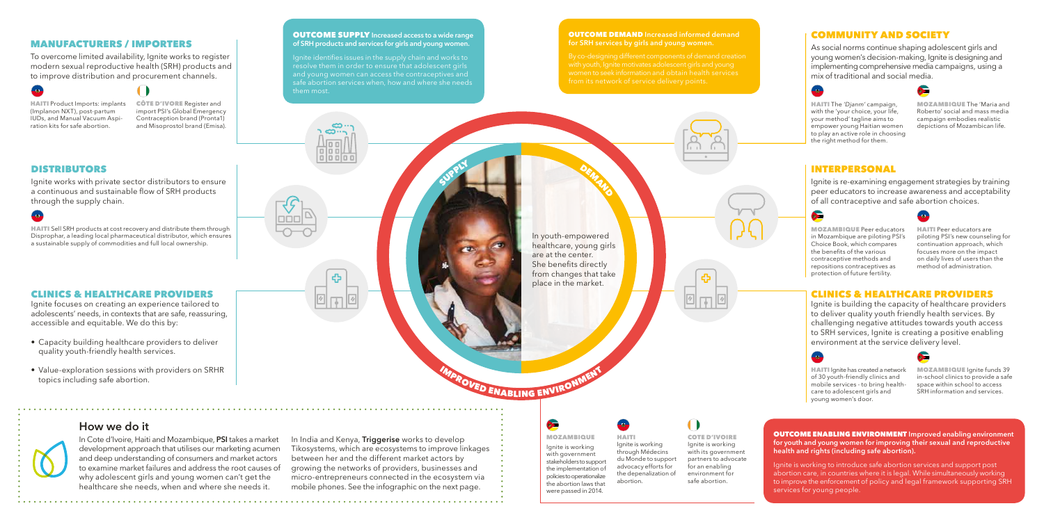## MANUFACTURERS / IMPORTERS

To overcome limited availability, Ignite works to register modern sexual reproductive health (SRH) products and to improve distribution and procurement channels.

**HAITI** Product Imports: implants (Implanon NXT), post-partum IUDs, and Manual Vacuum Aspiration kits for safe abortion.

**CÔTE D'IVOIRE** Register and import PSI's Global Emergency Contraception brand (Pronta1) and Misoprostol brand (Emisa).

## DISTRIBUTORS

Ignite works with private sector distributors to ensure a continuous and sustainable flow of SRH products through the supply chain.

**HAITI** Sell SRH products at cost recovery and distribute them through Disprophar, a leading local pharmaceutical distributor, which ensures a sustainable supply of commodities and full local ownership.

## CLINICS & HEALTHCARE PROVIDERS

Ignite focuses on creating an experience tailored to adolescents' needs, in contexts that are safe, reassuring, accessible and equitable. We do this by:

- Capacity building healthcare providers to deliver quality youth-friendly health services.
- Value-exploration sessions with providers on SRHR topics including safe abortion.

**OUTCOME SUPPLY** Increased access to a wide range of SRH products and services for girls and young women.

Ignite identifies issues in the supply chain and works to resolve them in order to ensure that adolescent girls and young women can access the contraceptives and safe abortion services when, how and where she needs them most.

**OUTCOME DEMAND** Increased informed demand for SRH services by girls and young women.

By co-designing different components of demand creation with youth, Ignite motivates adolescent girls and young women to seek information and obtain health services from its network of service delivery points.

SUPPLY

DEMAND

In youth-empowered healthcare, young girls are at the center. She benefits directly from changes that take place in the market.

IMPROVED ENABLING ENVIRONMENT

## COMMUNITY AND SOCIETY

As social norms continue shaping adolescent girls and young women's decision-making, Ignite is designing and implementing comprehensive media campaigns, using a mix of traditional and social media.

**HAITI** The '*Djanm*' campaign, with the 'your choice, your life, your method' tagline aims to empower young Haitian women to play an active role in choosing the right method for them.

**MOZAMBIQUE** The 'Maria and Roberto' social and mass media campaign embodies realistic depictions of Mozambican life.

## INTERPERSONAL

Ignite is re-examining engagement strategies by training peer educators to increase awareness and acceptability of all contraceptive and safe abortion choices.

**MOZAMBIQUE** Peer educators in Mozambique are piloting PSI's Choice Book, which compares the benefits of the various contraceptive methods and repositions contraceptives as protection of future fertility.

**HAITI** Peer educators are piloting PSI's new counseling for continuation approach, which focuses more on the impact on daily lives of users than the method of administration.

## CLINICS & HEALTHCARE PROVIDERS

Ignite is building the capacity of healthcare providers to deliver quality youth friendly health services. By challenging negative attitudes towards youth access to SRH services, Ignite is creating a positive enabling environment at the service delivery level.

**HAITI** Ignite has created a network of 30 youth-friendly clinics and mobile services - to bring healthcare to adolescent girls and young women's door.

**MOZAMBIQUE** Ignite funds 39 in-school clinics to provide a safe space within school to access SRH information and services.

## How we do it

In Cote d'Ivoire, Haiti and Mozambique, **PSI** takes a market development approach that utilises our marketing acumen and deep understanding of consumers and market actors to examine market failures and address the root causes of why adolescent girls and young women can't get the healthcare she needs, when and where she needs it.

In India and Kenya, **Triggerise** works to develop Tikosystems, which are ecosystems to improve linkages between her and the different market actors by growing the networks of providers, businesses and micro-entrepreneurs connected in the ecosystem via mobile phones. See the infographic on the next page.

**MOZAMBIQUE** Ignite is working with government stakeholders to support the implementation of policies to operationalize the abortion laws that were passed in 2014.

**HAITI** Ignite is working through Médecins du Monde to support advocacy efforts for the depenalization of abortion.

**COTE D'IVOIRE** Ignite is working with its government partners to advocate for an enabling environment for safe abortion.

**OUTCOME ENABLING ENVIRONMENT** Improved enabling environment for youth and young women for improving their sexual and reproductive health and rights (including safe abortion).

Ignite is working to introduce safe abortion services and support post abortion care, in countries where it is legal. While simultaneously working to improve the enforcement of policy and legal framework supporting SRH services for young people.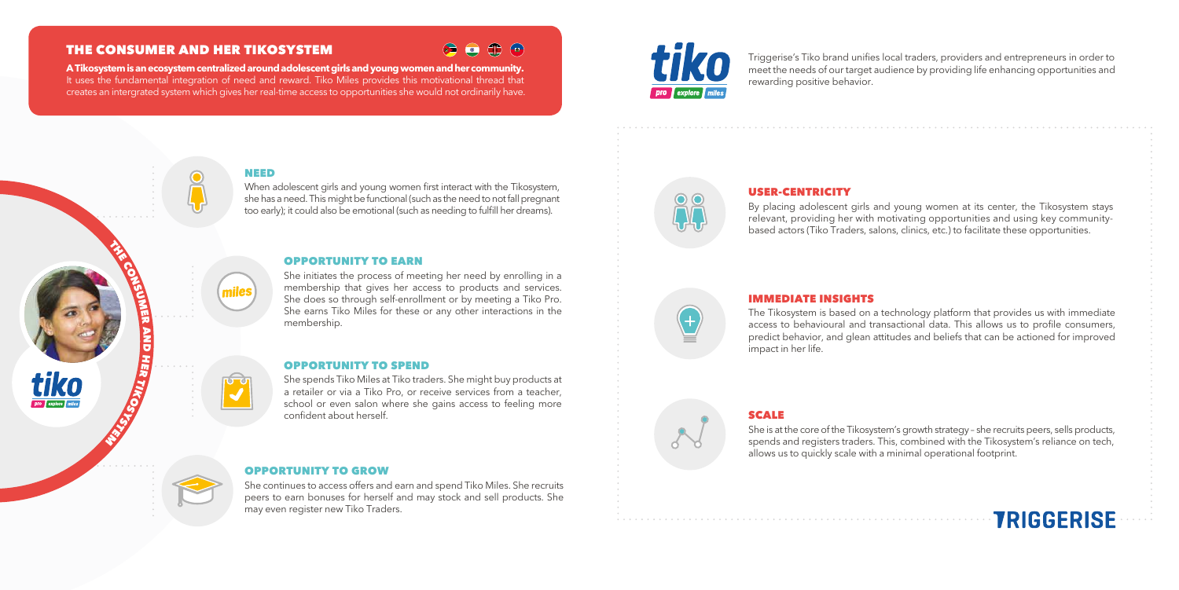## THE CONSUMER AND HER TIKOSYSTEM

**A Tikosystem is an ecosystem centralized around adolescent girls and young women and her community.** It uses the fundamental integration of need and reward. Tiko Miles provides this motivational thread that creates an intergrated system which gives her real-time access to opportunities she would not ordinarily have.

THE CONSUMER AND HER TIKOSYSTEM

### NEED

When adolescent girls and young women first interact with the Tikosystem, she has a need. This might be functional (such as the need to not fall pregnant too early); it could also be emotional (such as needing to fulfill her dreams).

### OPPORTUNITY TO EARN

She initiates the process of meeting her need by enrolling in a membership that gives her access to products and services. She does so through self-enrollment or by meeting a Tiko Pro. She earns Tiko Miles for these or any other interactions in the membership.

### OPPORTUNITY TO SPEND

She spends Tiko Miles at Tiko traders. She might buy products at a retailer or via a Tiko Pro, or receive services from a teacher, school or even salon where she gains access to feeling more confident about herself.

### OPPORTUNITY TO GROW

She continues to access offers and earn and spend Tiko Miles. She recruits peers to earn bonuses for herself and may stock and sell products. She may even register new Tiko Traders.

Triggerise's Tiko brand unifies local traders, providers and entrepreneurs in order to meet the needs of our target audience by providing life enhancing opportunities and rewarding positive behavior.

### USER-CENTRICITY

By placing adolescent girls and young women at its center, the Tikosystem stays relevant, providing her with motivating opportunities and using key community-based actors (Tiko Traders, salons, clinics, etc.) to facilitate these opportunities.

### IMMEDIATE INSIGHTS

The Tikosystem is based on a technology platform that provides us with immediate access to behavioural and transactional data. This allows us to profile consumers, predict behavior, and glean attitudes and beliefs that can be actioned for improved impact in her life.

### SCALE

She is at the core of the Tikosystem's growth strategy – she recruits peers, sells products, spends and registers traders. This, combined with the Tikosystem's reliance on tech, allows us to quickly scale with a minimal operational footprint.

TRIGGERISE